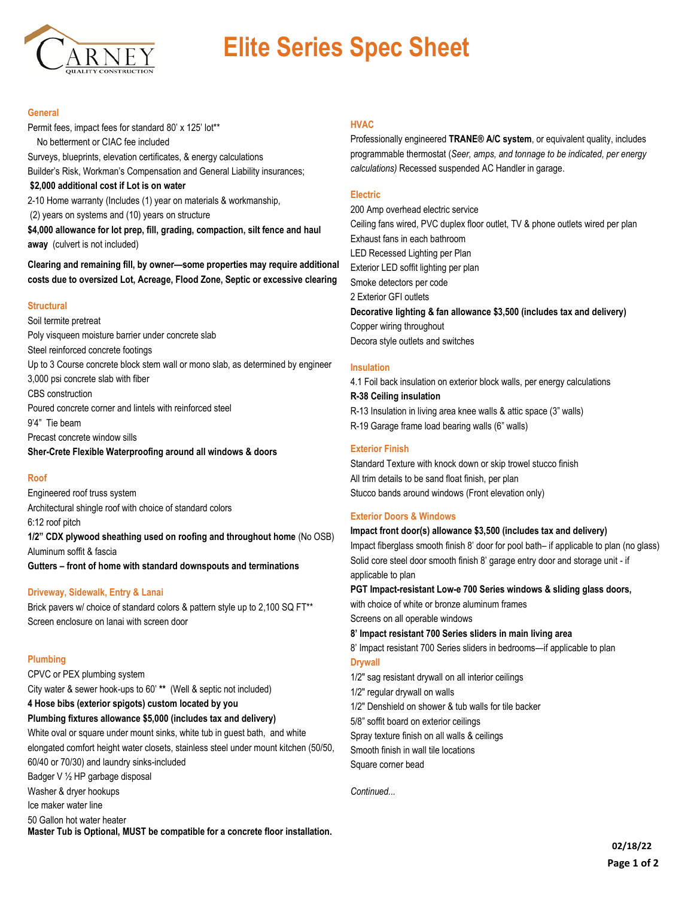# Elite Series Spec Sheet

CARNEY QUALITY CONSTRUCTION

## General

Permit fees, impact fees for standard 80' x 125' lot**
No betterment or CIAC fee included
Surveys, blueprints, elevation certificates, & energy calculations
Builder's Risk, Workman's Compensation and General Liability insurances;
**$2,000 additional cost if Lot is on water**
2-10 Home warranty (Includes (1) year on materials & workmanship,
(2) years on systems and (10) years on structure
**$4,000 allowance for lot prep, fill, grading, compaction, silt fence and haul away** (culvert is not included)

**Clearing and remaining fill, by owner—some properties may require additional costs due to oversized Lot, Acreage, Flood Zone, Septic or excessive clearing**

## Structural

Soil termite pretreat
Poly visqueen moisture barrier under concrete slab
Steel reinforced concrete footings
Up to 3 Course concrete block stem wall or mono slab, as determined by engineer
3,000 psi concrete slab with fiber
CBS construction
Poured concrete corner and lintels with reinforced steel
9'4" Tie beam
Precast concrete window sills
**Sher-Crete Flexible Waterproofing around all windows & doors**

## Roof

Engineered roof truss system
Architectural shingle roof with choice of standard colors
6:12 roof pitch
**1/2" CDX plywood sheathing used on roofing and throughout home** (No OSB)
Aluminum soffit & fascia
**Gutters – front of home with standard downspouts and terminations**

## Driveway, Sidewalk, Entry & Lanai

Brick pavers w/ choice of standard colors & pattern style up to 2,100 SQ FT**
Screen enclosure on lanai with screen door

## Plumbing

CPVC or PEX plumbing system
City water & sewer hook-ups to 60' ** (Well & septic not included)
**4 Hose bibs (exterior spigots) custom located by you**
**Plumbing fixtures allowance $5,000 (includes tax and delivery)**
White oval or square under mount sinks, white tub in guest bath, and white elongated comfort height water closets, stainless steel under mount kitchen (50/50, 60/40 or 70/30) and laundry sinks-included
Badger V ½ HP garbage disposal
Washer & dryer hookups
Ice maker water line
50 Gallon hot water heater
**Master Tub is Optional, MUST be compatible for a concrete floor installation.**

## HVAC

Professionally engineered **TRANE® A/C system**, or equivalent quality, includes programmable thermostat (*Seer, amps, and tonnage to be indicated, per energy calculations)* Recessed suspended AC Handler in garage.

## Electric

200 Amp overhead electric service
Ceiling fans wired, PVC duplex floor outlet, TV & phone outlets wired per plan
Exhaust fans in each bathroom
LED Recessed Lighting per Plan
Exterior LED soffit lighting per plan
Smoke detectors per code
2 Exterior GFI outlets
**Decorative lighting & fan allowance $3,500 (includes tax and delivery)**
Copper wiring throughout
Decora style outlets and switches

## Insulation

4.1 Foil back insulation on exterior block walls, per energy calculations
**R-38 Ceiling insulation**
R-13 Insulation in living area knee walls & attic space (3" walls)
R-19 Garage frame load bearing walls (6" walls)

## Exterior Finish

Standard Texture with knock down or skip trowel stucco finish
All trim details to be sand float finish, per plan
Stucco bands around windows (Front elevation only)

## Exterior Doors & Windows

**Impact front door(s) allowance $3,500 (includes tax and delivery)**
Impact fiberglass smooth finish 8' door for pool bath– if applicable to plan (no glass)
Solid core steel door smooth finish 8' garage entry door and storage unit - if applicable to plan
**PGT Impact-resistant Low-e 700 Series windows & sliding glass doors,** with choice of white or bronze aluminum frames
Screens on all operable windows
**8' Impact resistant 700 Series sliders in main living area**
8' Impact resistant 700 Series sliders in bedrooms—if applicable to plan

## Drywall

1/2" sag resistant drywall on all interior ceilings
1/2" regular drywall on walls
1/2" Denshield on shower & tub walls for tile backer
5/8" soffit board on exterior ceilings
Spray texture finish on all walls & ceilings
Smooth finish in wall tile locations
Square corner bead

*Continued...*

02/18/22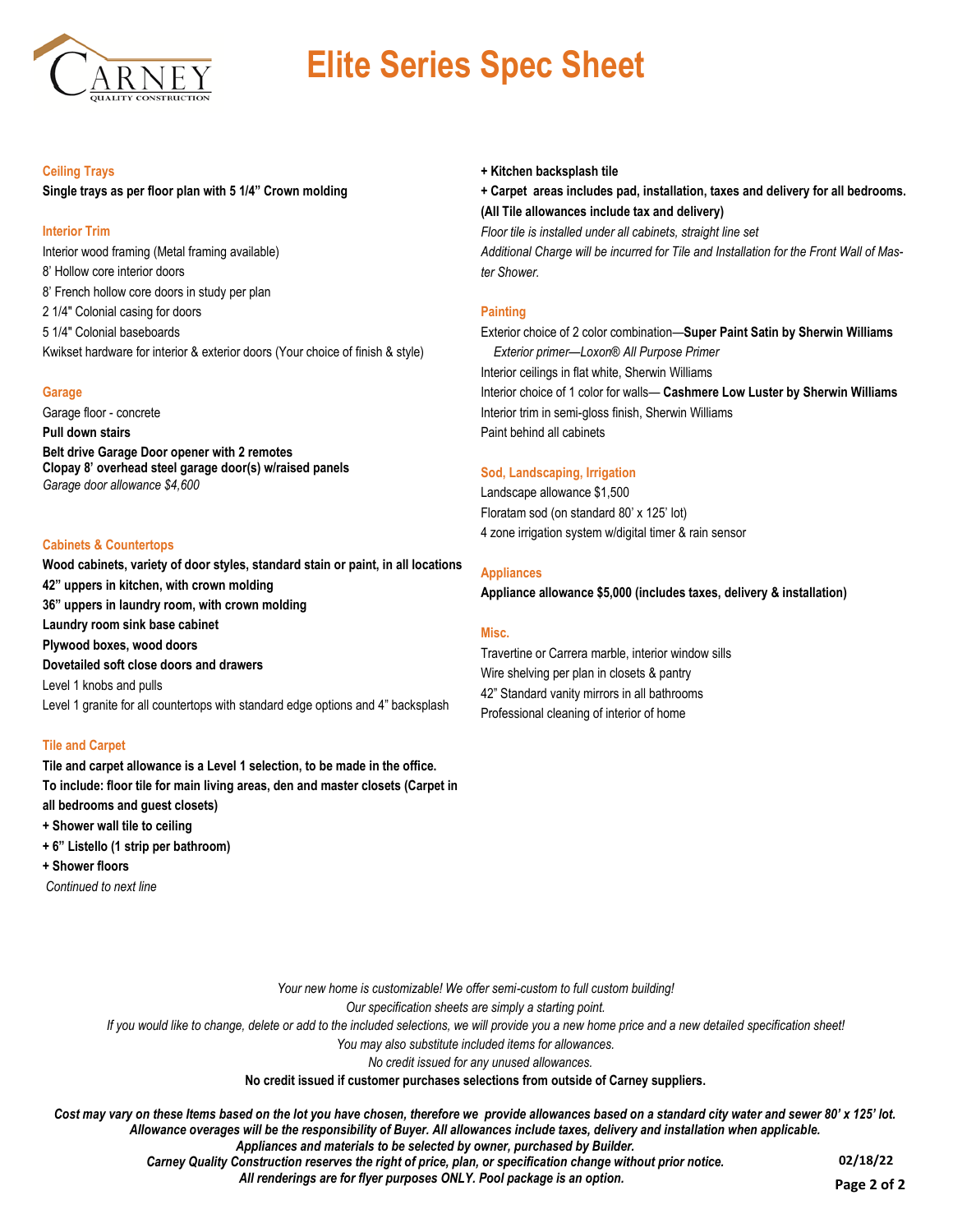# Elite Series Spec Sheet

### Ceiling Trays

**Single trays as per floor plan with 5 1/4" Crown molding**

### Interior Trim

Interior wood framing (Metal framing available)
8' Hollow core interior doors
8' French hollow core doors in study per plan
2 1/4" Colonial casing for doors
5 1/4" Colonial baseboards
Kwikset hardware for interior & exterior doors (Your choice of finish & style)

### Garage

Garage floor - concrete
**Pull down stairs**
**Belt drive Garage Door opener with 2 remotes**
**Clopay 8' overhead steel garage door(s) w/raised panels**
*Garage door allowance $4,600*

### Cabinets & Countertops

**Wood cabinets, variety of door styles, standard stain or paint, in all locations**
**42" uppers in kitchen, with crown molding**
**36" uppers in laundry room, with crown molding**
**Laundry room sink base cabinet**
**Plywood boxes, wood doors**
**Dovetailed soft close doors and drawers**
Level 1 knobs and pulls
Level 1 granite for all countertops with standard edge options and 4" backsplash

### Tile and Carpet

**Tile and carpet allowance is a Level 1 selection, to be made in the office.**
**To include: floor tile for main living areas, den and master closets (Carpet in all bedrooms and guest closets)**
**+ Shower wall tile to ceiling**
**+ 6" Listello (1 strip per bathroom)**
**+ Shower floors**
*Continued to next line*
**+ Kitchen backsplash tile**
**+ Carpet areas includes pad, installation, taxes and delivery for all bedrooms. (All Tile allowances include tax and delivery)**
*Floor tile is installed under all cabinets, straight line set*
*Additional Charge will be incurred for Tile and Installation for the Front Wall of Master Shower.*

### Painting

Exterior choice of 2 color combination—**Super Paint Satin by Sherwin Williams**
*Exterior primer—Loxon® All Purpose Primer*
Interior ceilings in flat white, Sherwin Williams
Interior choice of 1 color for walls— **Cashmere Low Luster by Sherwin Williams**
Interior trim in semi-gloss finish, Sherwin Williams
Paint behind all cabinets

### Sod, Landscaping, Irrigation

Landscape allowance $1,500
Floratam sod (on standard 80' x 125' lot)
4 zone irrigation system w/digital timer & rain sensor

### Appliances

**Appliance allowance $5,000 (includes taxes, delivery & installation)**

### Misc.

Travertine or Carrera marble, interior window sills
Wire shelving per plan in closets & pantry
42" Standard vanity mirrors in all bathrooms
Professional cleaning of interior of home

*Your new home is customizable! We offer semi-custom to full custom building!*
*Our specification sheets are simply a starting point.*
*If you would like to change, delete or add to the included selections, we will provide you a new home price and a new detailed specification sheet!*
*You may also substitute included items for allowances.*
*No credit issued for any unused allowances.*
**No credit issued if customer purchases selections from outside of Carney suppliers.**

***Cost may vary on these Items based on the lot you have chosen, therefore we provide allowances based on a standard city water and sewer 80' x 125' lot.***
***Allowance overages will be the responsibility of Buyer. All allowances include taxes, delivery and installation when applicable.***
***Appliances and materials to be selected by owner, purchased by Builder.***
***Carney Quality Construction reserves the right of price, plan, or specification change without prior notice.***
***All renderings are for flyer purposes ONLY. Pool package is an option.***

**02/18/22**